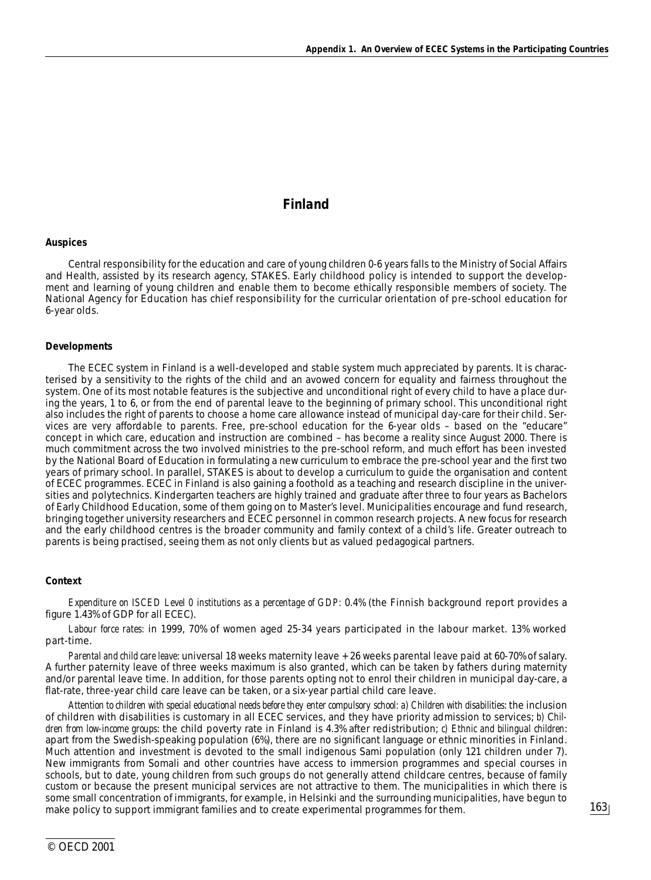# Finland

### Auspices

Central responsibility for the education and care of young children 0-6 years falls to the Ministry of Social Affairs and Health, assisted by its research agency, STAKES. Early childhood policy is intended to support the development and learning of young children and enable them to become ethically responsible members of society. The National Agency for Education has chief responsibility for the curricular orientation of pre-school education for 6-year olds.

### Developments

The ECEC system in Finland is a well-developed and stable system much appreciated by parents. It is characterised by a sensitivity to the rights of the child and an avowed concern for equality and fairness throughout the system. One of its most notable features is the subjective and unconditional right of every child to have a place during the years, 1 to 6, or from the end of parental leave to the beginning of primary school. This unconditional right also includes the right of parents to choose a home care allowance instead of municipal day-care for their child. Services are very affordable to parents. Free, pre-school education for the 6-year olds – based on the "educare" concept in which care, education and instruction are combined – has become a reality since August 2000. There is much commitment across the two involved ministries to the pre-school reform, and much effort has been invested by the National Board of Education in formulating a new curriculum to embrace the pre-school year and the first two years of primary school. In parallel, STAKES is about to develop a curriculum to guide the organisation and content of ECEC programmes. ECEC in Finland is also gaining a foothold as a teaching and research discipline in the universities and polytechnics. Kindergarten teachers are highly trained and graduate after three to four years as Bachelors of Early Childhood Education, some of them going on to Master's level. Municipalities encourage and fund research, bringing together university researchers and ECEC personnel in common research projects. A new focus for research and the early childhood centres is the broader community and family context of a child's life. Greater outreach to parents is being practised, seeing them as not only clients but as valued pedagogical partners.

### Context

*Expenditure on ISCED Level 0 institutions as a percentage of GDP*: 0.4% (the Finnish background report provides a figure 1.43% of GDP for all ECEC).

*Labour force rates*: in 1999, 70% of women aged 25-34 years participated in the labour market. 13% worked part-time.

*Parental and child care leave*: universal 18 weeks maternity leave + 26 weeks parental leave paid at 60-70% of salary. A further paternity leave of three weeks maximum is also granted, which can be taken by fathers during maternity and/or parental leave time. In addition, for those parents opting not to enrol their children in municipal day-care, a flat-rate, three-year child care leave can be taken, or a six-year partial child care leave.

*Attention to children with special educational needs before they enter compulsory school: a) Children with disabilities*: the inclusion of children with disabilities is customary in all ECEC services, and they have priority admission to services; *b) Children from low-income groups*: the child poverty rate in Finland is 4.3% after redistribution; *c) Ethnic and bilingual children*: apart from the Swedish-speaking population (6%), there are no significant language or ethnic minorities in Finland. Much attention and investment is devoted to the small indigenous Sami population (only 121 children under 7). New immigrants from Somali and other countries have access to immersion programmes and special courses in schools, but to date, young children from such groups do not generally attend childcare centres, because of family custom or because the present municipal services are not attractive to them. The municipalities in which there is some small concentration of immigrants, for example, in Helsinki and the surrounding municipalities, have begun to make policy to support immigrant families and to create experimental programmes for them.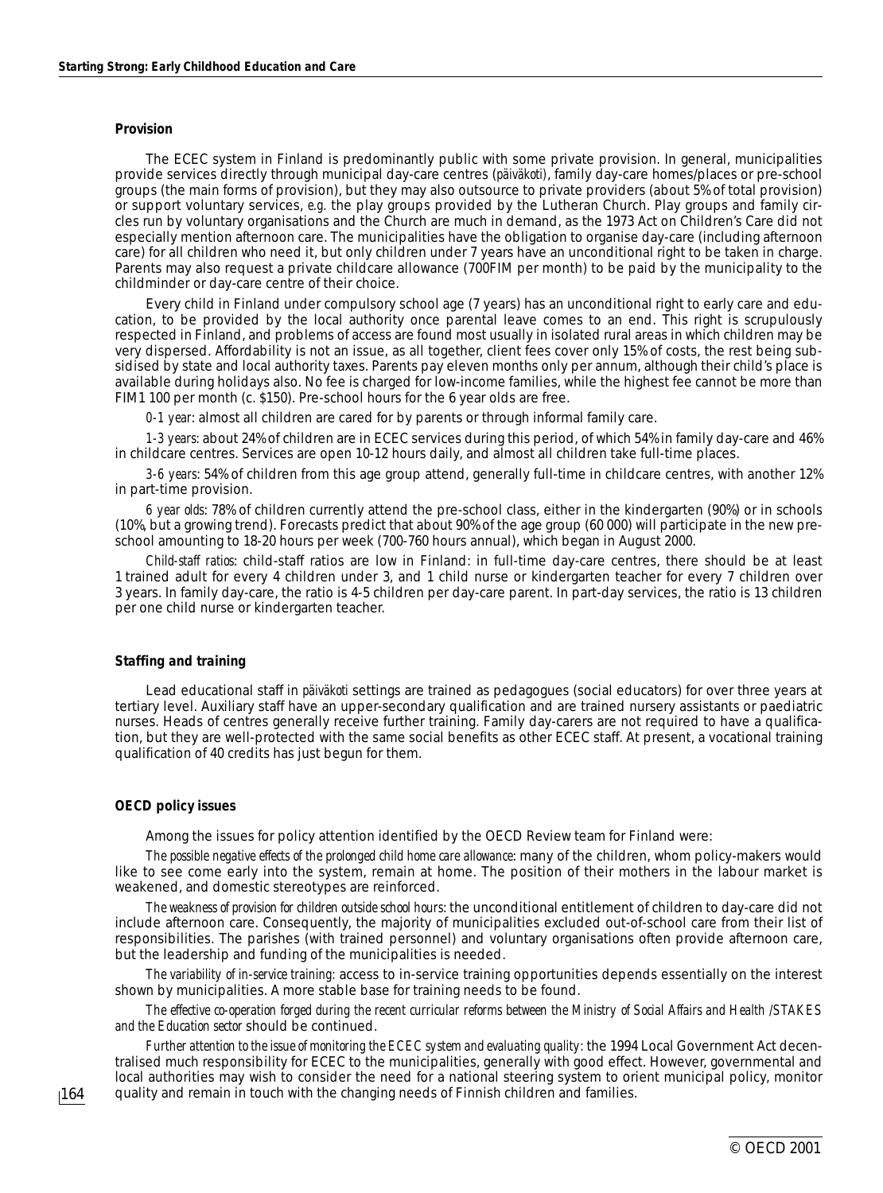### Provision

The ECEC system in Finland is predominantly public with some private provision. In general, municipalities provide services directly through municipal day-care centres (*päiväkoti*), family day-care homes/places or pre-school groups (the main forms of provision), but they may also outsource to private providers (about 5% of total provision) or support voluntary services, *e.g.* the play groups provided by the Lutheran Church. Play groups and family circles run by voluntary organisations and the Church are much in demand, as the 1973 Act on Children's Care did not especially mention afternoon care. The municipalities have the obligation to organise day-care (including afternoon care) for all children who need it, but only children under 7 years have an unconditional right to be taken in charge. Parents may also request a private childcare allowance (700FIM per month) to be paid by the municipality to the childminder or day-care centre of their choice.

Every child in Finland under compulsory school age (7 years) has an unconditional right to early care and education, to be provided by the local authority once parental leave comes to an end. This right is scrupulously respected in Finland, and problems of access are found most usually in isolated rural areas in which children may be very dispersed. Affordability is not an issue, as all together, client fees cover only 15% of costs, the rest being subsidised by state and local authority taxes. Parents pay eleven months only per annum, although their child's place is available during holidays also. No fee is charged for low-income families, while the highest fee cannot be more than FIM1 100 per month (c. $150). Pre-school hours for the 6 year olds are free.

*0-1 year*: almost all children are cared for by parents or through informal family care.

*1-3 years*: about 24% of children are in ECEC services during this period, of which 54% in family day-care and 46% in childcare centres. Services are open 10-12 hours daily, and almost all children take full-time places.

*3-6 years*: 54% of children from this age group attend, generally full-time in childcare centres, with another 12% in part-time provision.

*6 year olds*: 78% of children currently attend the pre-school class, either in the kindergarten (90%) or in schools (10%, but a growing trend). Forecasts predict that about 90% of the age group (60 000) will participate in the new pre-school amounting to 18-20 hours per week (700-760 hours annual), which began in August 2000.

*Child-staff ratios*: child-staff ratios are low in Finland: in full-time day-care centres, there should be at least 1 trained adult for every 4 children under 3, and 1 child nurse or kindergarten teacher for every 7 children over 3 years. In family day-care, the ratio is 4-5 children per day-care parent. In part-day services, the ratio is 13 children per one child nurse or kindergarten teacher.

### Staffing and training

Lead educational staff in *päiväkoti* settings are trained as pedagogues (social educators) for over three years at tertiary level. Auxiliary staff have an upper-secondary qualification and are trained nursery assistants or paediatric nurses. Heads of centres generally receive further training. Family day-carers are not required to have a qualification, but they are well-protected with the same social benefits as other ECEC staff. At present, a vocational training qualification of 40 credits has just begun for them.

### OECD policy issues

Among the issues for policy attention identified by the OECD Review team for Finland were:

*The possible negative effects of the prolonged child home care allowance*: many of the children, whom policy-makers would like to see come early into the system, remain at home. The position of their mothers in the labour market is weakened, and domestic stereotypes are reinforced.

*The weakness of provision for children outside school hours*: the unconditional entitlement of children to day-care did not include afternoon care. Consequently, the majority of municipalities excluded out-of-school care from their list of responsibilities. The parishes (with trained personnel) and voluntary organisations often provide afternoon care, but the leadership and funding of the municipalities is needed.

*The variability of in-service training*: access to in-service training opportunities depends essentially on the interest shown by municipalities. A more stable base for training needs to be found.

*The effective co-operation forged during the recent curricular reforms between the Ministry of Social Affairs and Health /STAKES and the Education sector* should be continued.

*Further attention to the issue of monitoring the ECEC system and evaluating quality*: the 1994 Local Government Act decentralised much responsibility for ECEC to the municipalities, generally with good effect. However, governmental and local authorities may wish to consider the need for a national steering system to orient municipal policy, monitor quality and remain in touch with the changing needs of Finnish children and families.